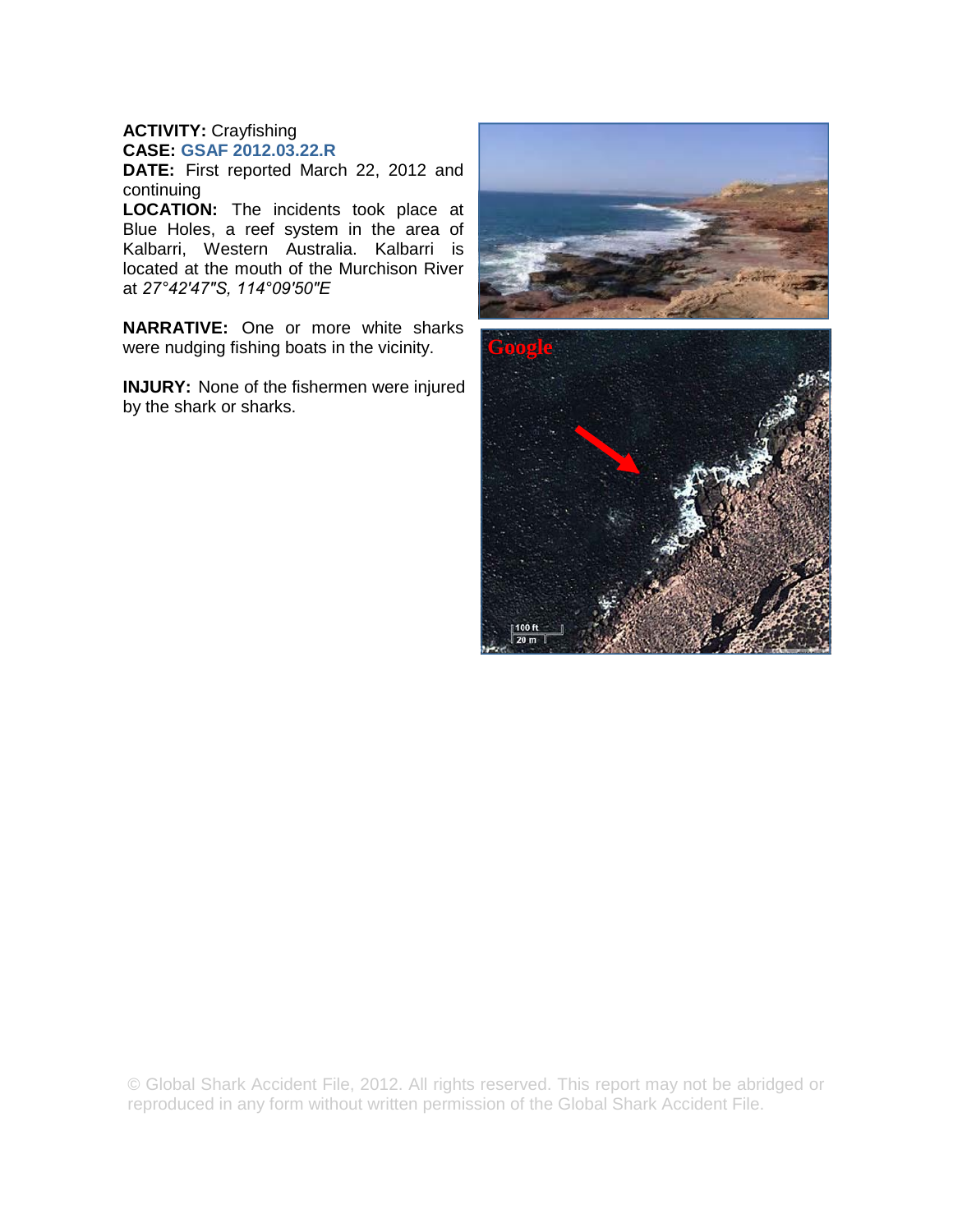**ACTIVITY:** Crayfishing
**CASE:** **GSAF 2012.03.22.R**
**DATE:** First reported March 22, 2012 and continuing
**LOCATION:** The incidents took place at Blue Holes, a reef system in the area of Kalbarri, Western Australia. Kalbarri is located at the mouth of the Murchison River at *27°42'47"S, 114°09'50"E*

**NARRATIVE:** One or more white sharks were nudging fishing boats in the vicinity.

**INJURY:** None of the fishermen were injured by the shark or sharks.

© Global Shark Accident File, 2012. All rights reserved. This report may not be abridged or reproduced in any form without written permission of the Global Shark Accident File.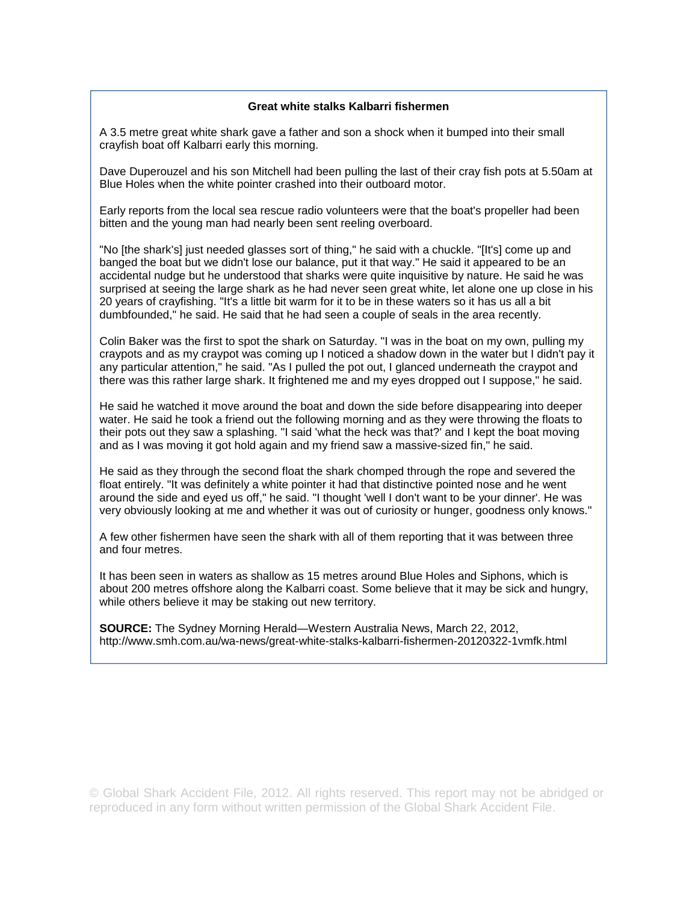**Great white stalks Kalbarri fishermen**

A 3.5 metre great white shark gave a father and son a shock when it bumped into their small crayfish boat off Kalbarri early this morning.

Dave Duperouzel and his son Mitchell had been pulling the last of their cray fish pots at 5.50am at Blue Holes when the white pointer crashed into their outboard motor.

Early reports from the local sea rescue radio volunteers were that the boat's propeller had been bitten and the young man had nearly been sent reeling overboard.

"No [the shark's] just needed glasses sort of thing," he said with a chuckle. "[It's] come up and banged the boat but we didn't lose our balance, put it that way." He said it appeared to be an accidental nudge but he understood that sharks were quite inquisitive by nature. He said he was surprised at seeing the large shark as he had never seen great white, let alone one up close in his 20 years of crayfishing. "It's a little bit warm for it to be in these waters so it has us all a bit dumbfounded," he said. He said that he had seen a couple of seals in the area recently.

Colin Baker was the first to spot the shark on Saturday. "I was in the boat on my own, pulling my craypots and as my craypot was coming up I noticed a shadow down in the water but I didn't pay it any particular attention," he said. "As I pulled the pot out, I glanced underneath the craypot and there was this rather large shark. It frightened me and my eyes dropped out I suppose," he said.

He said he watched it move around the boat and down the side before disappearing into deeper water. He said he took a friend out the following morning and as they were throwing the floats to their pots out they saw a splashing. "I said 'what the heck was that?' and I kept the boat moving and as I was moving it got hold again and my friend saw a massive-sized fin," he said.

He said as they through the second float the shark chomped through the rope and severed the float entirely. "It was definitely a white pointer it had that distinctive pointed nose and he went around the side and eyed us off," he said. "I thought 'well I don't want to be your dinner'. He was very obviously looking at me and whether it was out of curiosity or hunger, goodness only knows."

A few other fishermen have seen the shark with all of them reporting that it was between three and four metres.

It has been seen in waters as shallow as 15 metres around Blue Holes and Siphons, which is about 200 metres offshore along the Kalbarri coast. Some believe that it may be sick and hungry, while others believe it may be staking out new territory.

**SOURCE:** The Sydney Morning Herald—Western Australia News, March 22, 2012, http://www.smh.com.au/wa-news/great-white-stalks-kalbarri-fishermen-20120322-1vmfk.html

© Global Shark Accident File, 2012. All rights reserved. This report may not be abridged or reproduced in any form without written permission of the Global Shark Accident File.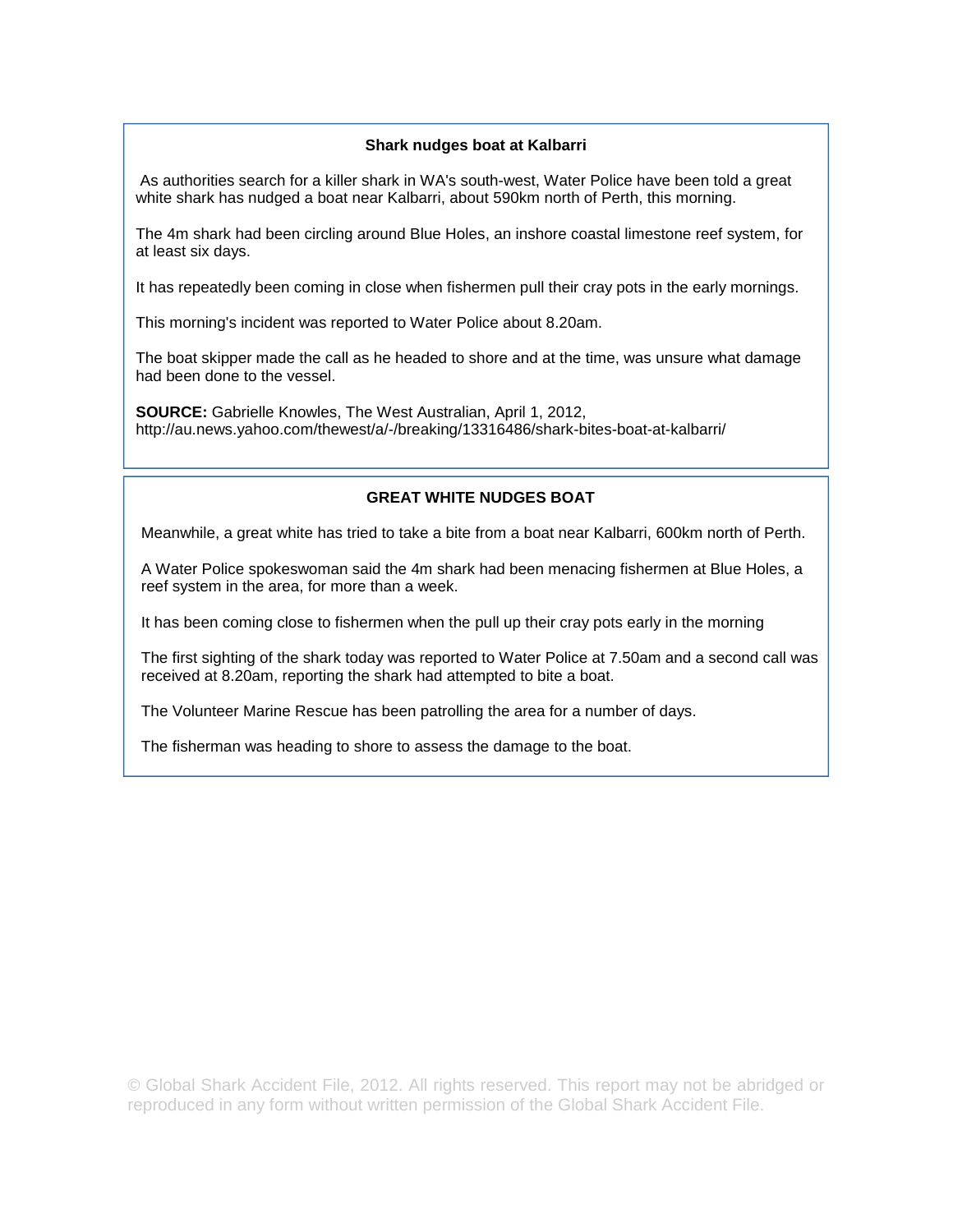**Shark nudges boat at Kalbarri**

As authorities search for a killer shark in WA's south-west, Water Police have been told a great white shark has nudged a boat near Kalbarri, about 590km north of Perth, this morning.

The 4m shark had been circling around Blue Holes, an inshore coastal limestone reef system, for at least six days.

It has repeatedly been coming in close when fishermen pull their cray pots in the early mornings.

This morning's incident was reported to Water Police about 8.20am.

The boat skipper made the call as he headed to shore and at the time, was unsure what damage had been done to the vessel.

**SOURCE:** Gabrielle Knowles, The West Australian, April 1, 2012, http://au.news.yahoo.com/thewest/a/-/breaking/13316486/shark-bites-boat-at-kalbarri/

**GREAT WHITE NUDGES BOAT**

Meanwhile, a great white has tried to take a bite from a boat near Kalbarri, 600km north of Perth.

A Water Police spokeswoman said the 4m shark had been menacing fishermen at Blue Holes, a reef system in the area, for more than a week.

It has been coming close to fishermen when the pull up their cray pots early in the morning

The first sighting of the shark today was reported to Water Police at 7.50am and a second call was received at 8.20am, reporting the shark had attempted to bite a boat.

The Volunteer Marine Rescue has been patrolling the area for a number of days.

The fisherman was heading to shore to assess the damage to the boat.

© Global Shark Accident File, 2012. All rights reserved. This report may not be abridged or reproduced in any form without written permission of the Global Shark Accident File.